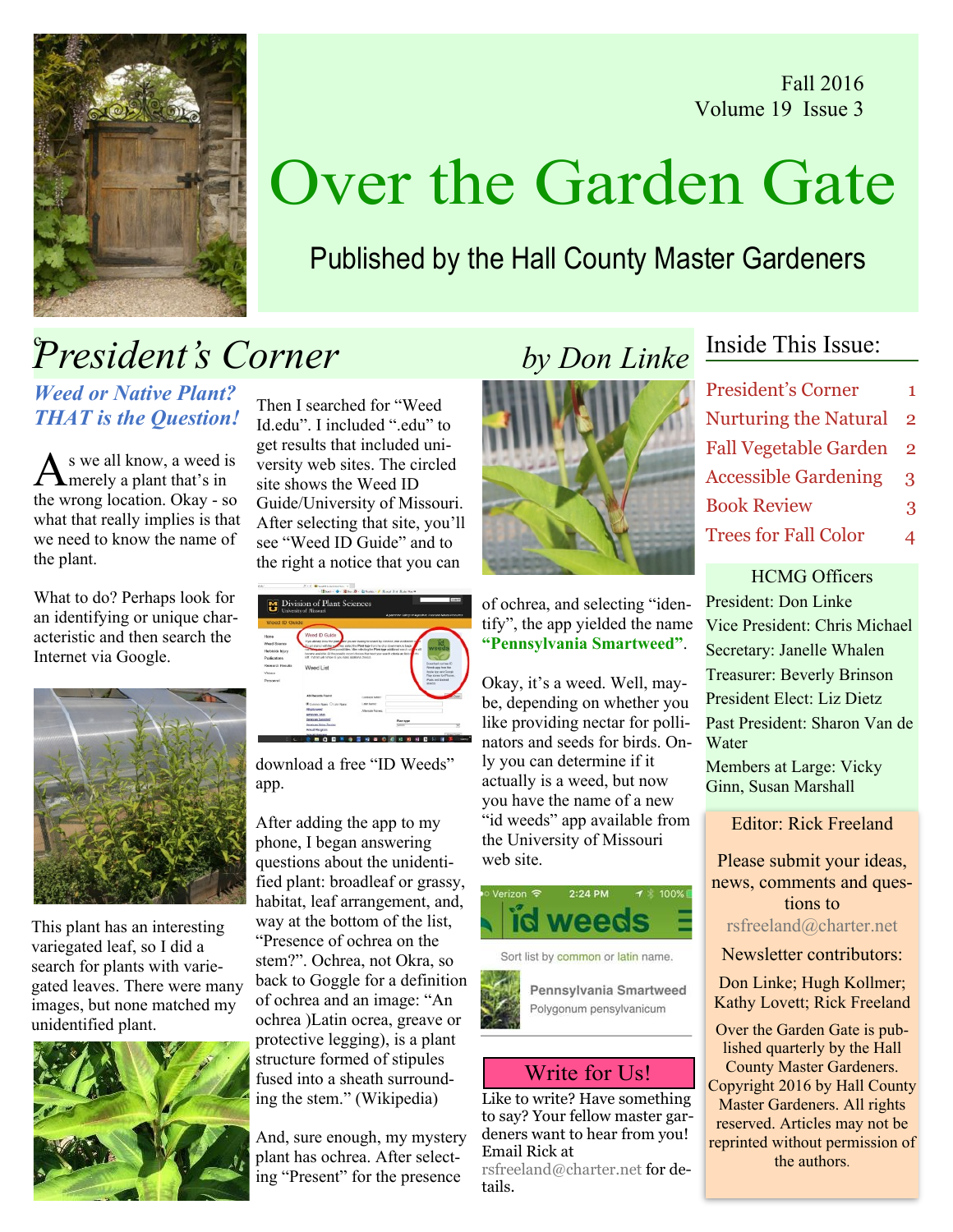Fall 2016
Volume 19 Issue 3

# Over the Garden Gate

Published by the Hall County Master Gardeners

## President's Corner

*by Don Linke*

### *Weed or Native Plant? THAT is the Question!*

As we all know, a weed is merely a plant that's in the wrong location. Okay - so what that really implies is that we need to know the name of the plant.

What to do? Perhaps look for an identifying or unique characteristic and then search the Internet via Google.

This plant has an interesting variegated leaf, so I did a search for plants with variegated leaves. There were many images, but none matched my unidentified plant.

Then I searched for "Weed Id.edu". I included ".edu" to get results that included university web sites. The circled site shows the Weed ID Guide/University of Missouri. After selecting that site, you'll see "Weed ID Guide" and to the right a notice that you can download a free "ID Weeds" app.

After adding the app to my phone, I began answering questions about the unidentified plant: broadleaf or grassy, habitat, leaf arrangement, and, way at the bottom of the list, "Presence of ochrea on the stem?". Ochrea, not Okra, so back to Goggle for a definition of ochrea and an image: "An ochrea )Latin ocrea, greave or protective legging), is a plant structure formed of stipules fused into a sheath surrounding the stem." (Wikipedia)

And, sure enough, my mystery plant has ochrea. After selecting "Present" for the presence of ochrea, and selecting "identify", the app yielded the name **"Pennsylvania Smartweed"**.

Okay, it's a weed. Well, maybe, depending on whether you like providing nectar for pollinators and seeds for birds. Only you can determine if it actually is a weed, but now you have the name of a new "id weeds" app available from the University of Missouri web site.

## Write for Us!

Like to write? Have something to say? Your fellow master gardeners want to hear from you! Email Rick at rsfreeland@charter.net for details.

## Inside This Issue:

| | |
|---|---|
| President's Corner | 1 |
| Nurturing the Natural | 2 |
| Fall Vegetable Garden | 2 |
| Accessible Gardening | 3 |
| Book Review | 3 |
| Trees for Fall Color | 4 |

### HCMG Officers

President: Don Linke
Vice President: Chris Michael
Secretary: Janelle Whalen
Treasurer: Beverly Brinson
President Elect: Liz Dietz
Past President: Sharon Van de Water
Members at Large: Vicky Ginn, Susan Marshall

Editor: Rick Freeland

Please submit your ideas, news, comments and questions to rsfreeland@charter.net

Newsletter contributors:

Don Linke; Hugh Kollmer; Kathy Lovett; Rick Freeland

Over the Garden Gate is published quarterly by the Hall County Master Gardeners. Copyright 2016 by Hall County Master Gardeners. All rights reserved. Articles may not be reprinted without permission of the authors.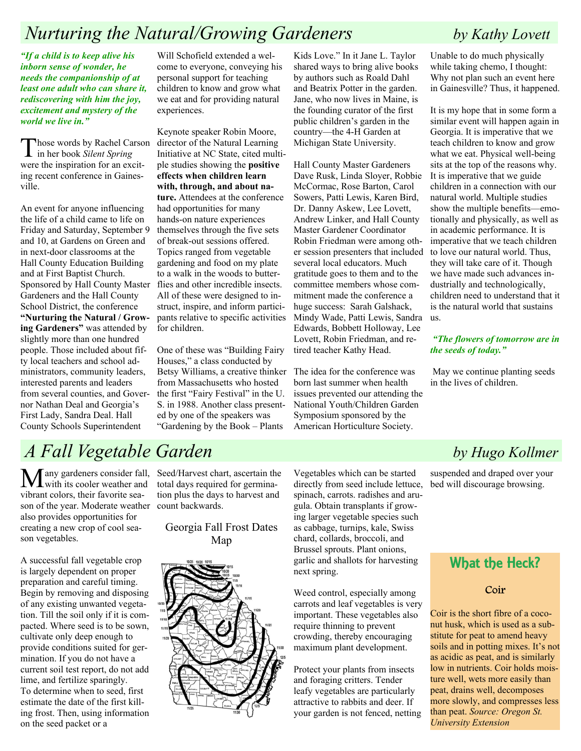# Nurturing the Natural/Growing Gardeners *by Kathy Lovett*

***"If a child is to keep alive his inborn sense of wonder, he needs the companionship of at least one adult who can share it, rediscovering with him the joy, excitement and mystery of the world we live in."***

Those words by Rachel Carson in her book *Silent Spring* were the inspiration for an exciting recent conference in Gainesville.

An event for anyone influencing the life of a child came to life on Friday and Saturday, September 9 and 10, at Gardens on Green and in next-door classrooms at the Hall County Education Building and at First Baptist Church. Sponsored by Hall County Master Gardeners and the Hall County School District, the conference **"Nurturing the Natural / Growing Gardeners"** was attended by slightly more than one hundred people. Those included about fifty local teachers and school administrators, community leaders, interested parents and leaders from several counties, and Governor Nathan Deal and Georgia's First Lady, Sandra Deal. Hall County Schools Superintendent Will Schofield extended a welcome to everyone, conveying his personal support for teaching children to know and grow what we eat and for providing natural experiences.

Keynote speaker Robin Moore, director of the Natural Learning Initiative at NC State, cited multiple studies showing the **positive effects when children learn with, through, and about nature.** Attendees at the conference had opportunities for many hands-on nature experiences themselves through the five sets of break-out sessions offered. Topics ranged from vegetable gardening and food on my plate to a walk in the woods to butterflies and other incredible insects. All of these were designed to instruct, inspire, and inform participants relative to specific activities for children.

One of these was "Building Fairy Houses," a class conducted by Betsy Williams, a creative thinker from Massachusetts who hosted the first "Fairy Festival" in the U. S. in 1988. Another class presented by one of the speakers was "Gardening by the Book – Plants Kids Love." In it Jane L. Taylor shared ways to bring alive books by authors such as Roald Dahl and Beatrix Potter in the garden. Jane, who now lives in Maine, is the founding curator of the first public children's garden in the country—the 4-H Garden at Michigan State University.

Hall County Master Gardeners Dave Rusk, Linda Sloyer, Robbie McCormac, Rose Barton, Carol Sowers, Patti Lewis, Karen Bird, Dr. Danny Askew, Lee Lovett, Andrew Linker, and Hall County Master Gardener Coordinator Robin Friedman were among other session presenters that included several local educators. Much gratitude goes to them and to the committee members whose commitment made the conference a huge success: Sarah Galshack, Mindy Wade, Patti Lewis, Sandra Edwards, Bobbett Holloway, Lee Lovett, Robin Friedman, and retired teacher Kathy Head.

The idea for the conference was born last summer when health issues prevented our attending the National Youth/Children Garden Symposium sponsored by the American Horticulture Society. Unable to do much physically while taking chemo, I thought: Why not plan such an event here in Gainesville? Thus, it happened.

It is my hope that in some form a similar event will happen again in Georgia. It is imperative that we teach children to know and grow what we eat. Physical well-being sits at the top of the reasons why. It is imperative that we guide children in a connection with our natural world. Multiple studies show the multiple benefits—emotionally and physically, as well as in academic performance. It is imperative that we teach children to love our natural world. Thus, they will take care of it. Though we have made such advances industrially and technologically, children need to understand that it is the natural world that sustains us.

***"The flowers of tomorrow are in the seeds of today."***

May we continue planting seeds in the lives of children.

# A Fall Vegetable Garden *by Hugo Kollmer*

Many gardeners consider fall, with its cooler weather and vibrant colors, their favorite season of the year. Moderate weather also provides opportunities for creating a new crop of cool season vegetables.

A successful fall vegetable crop is largely dependent on proper preparation and careful timing. Begin by removing and disposing of any existing unwanted vegetation. Till the soil only if it is compacted. Where seed is to be sown, cultivate only deep enough to provide conditions suited for germination. If you do not have a current soil test report, do not add lime, and fertilize sparingly.
To determine when to seed, first estimate the date of the first killing frost. Then, using information on the seed packet or a Seed/Harvest chart, ascertain the total days required for germination plus the days to harvest and count backwards.

Georgia Fall Frost Dates Map

Vegetables which can be started directly from seed include lettuce, spinach, carrots. radishes and arugula. Obtain transplants if growing larger vegetable species such as cabbage, turnips, kale, Swiss chard, collards, broccoli, and Brussel sprouts. Plant onions, garlic and shallots for harvesting next spring.

Weed control, especially among carrots and leaf vegetables is very important. These vegetables also require thinning to prevent crowding, thereby encouraging maximum plant development.

Protect your plants from insects and foraging critters. Tender leafy vegetables are particularly attractive to rabbits and deer. If your garden is not fenced, netting suspended and draped over your bed will discourage browsing.

## What the Heck?

### Coir

Coir is the short fibre of a coconut husk, which is used as a substitute for peat to amend heavy soils and in potting mixes. It's not as acidic as peat, and is similarly low in nutrients. Coir holds moisture well, wets more easily than peat, drains well, decomposes more slowly, and compresses less than peat. *Source: Oregon St. University Extension*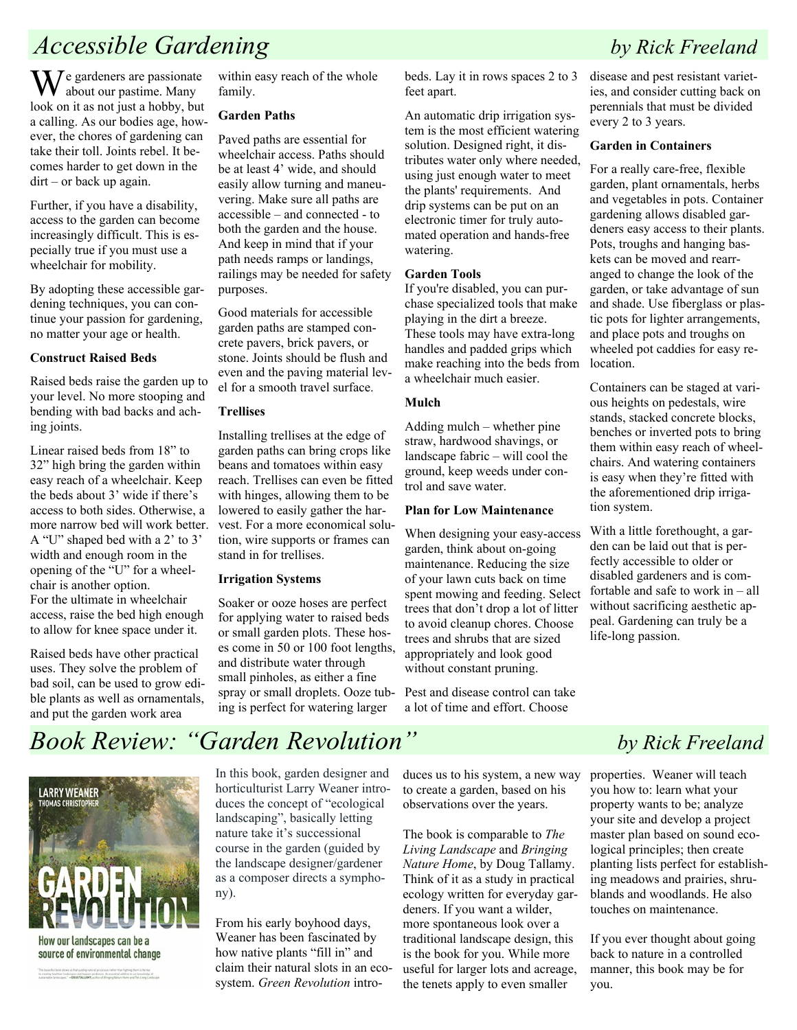# Accessible Gardening

*by Rick Freeland*

We gardeners are passionate about our pastime. Many look on it as not just a hobby, but a calling. As our bodies age, however, the chores of gardening can take their toll. Joints rebel. It becomes harder to get down in the dirt – or back up again.

Further, if you have a disability, access to the garden can become increasingly difficult. This is especially true if you must use a wheelchair for mobility.

By adopting these accessible gardening techniques, you can continue your passion for gardening, no matter your age or health.

**Construct Raised Beds**

Raised beds raise the garden up to your level. No more stooping and bending with bad backs and aching joints.

Linear raised beds from 18" to 32" high bring the garden within easy reach of a wheelchair. Keep the beds about 3' wide if there's access to both sides. Otherwise, a more narrow bed will work better. A "U" shaped bed with a 2' to 3' width and enough room in the opening of the "U" for a wheelchair is another option.
For the ultimate in wheelchair access, raise the bed high enough to allow for knee space under it.

Raised beds have other practical uses. They solve the problem of bad soil, can be used to grow edible plants as well as ornamentals, and put the garden work area within easy reach of the whole family.

**Garden Paths**

Paved paths are essential for wheelchair access. Paths should be at least 4' wide, and should easily allow turning and maneuvering. Make sure all paths are accessible – and connected - to both the garden and the house. And keep in mind that if your path needs ramps or landings, railings may be needed for safety purposes.

Good materials for accessible garden paths are stamped concrete pavers, brick pavers, or stone. Joints should be flush and even and the paving material level for a smooth travel surface.

**Trellises**

Installing trellises at the edge of garden paths can bring crops like beans and tomatoes within easy reach. Trellises can even be fitted with hinges, allowing them to be lowered to easily gather the harvest. For a more economical solution, wire supports or frames can stand in for trellises.

**Irrigation Systems**

Soaker or ooze hoses are perfect for applying water to raised beds or small garden plots. These hoses come in 50 or 100 foot lengths, and distribute water through small pinholes, as either a fine spray or small droplets. Ooze tubing is perfect for watering larger beds. Lay it in rows spaces 2 to 3 feet apart.

An automatic drip irrigation system is the most efficient watering solution. Designed right, it distributes water only where needed, using just enough water to meet the plants' requirements. And drip systems can be put on an electronic timer for truly automated operation and hands-free watering.

**Garden Tools**

If you're disabled, you can purchase specialized tools that make playing in the dirt a breeze. These tools may have extra-long handles and padded grips which make reaching into the beds from a wheelchair much easier.

**Mulch**

Adding mulch – whether pine straw, hardwood shavings, or landscape fabric – will cool the ground, keep weeds under control and save water.

**Plan for Low Maintenance**

When designing your easy-access garden, think about on-going maintenance. Reducing the size of your lawn cuts back on time spent mowing and feeding. Select trees that don't drop a lot of litter to avoid cleanup chores. Choose trees and shrubs that are sized appropriately and look good without constant pruning.

Pest and disease control can take a lot of time and effort. Choose disease and pest resistant varieties, and consider cutting back on perennials that must be divided every 2 to 3 years.

**Garden in Containers**

For a really care-free, flexible garden, plant ornamentals, herbs and vegetables in pots. Container gardening allows disabled gardeners easy access to their plants. Pots, troughs and hanging baskets can be moved and rearranged to change the look of the garden, or take advantage of sun and shade. Use fiberglass or plastic pots for lighter arrangements, and place pots and troughs on wheeled pot caddies for easy relocation.

Containers can be staged at various heights on pedestals, wire stands, stacked concrete blocks, benches or inverted pots to bring them within easy reach of wheelchairs. And watering containers is easy when they're fitted with the aforementioned drip irrigation system.

With a little forethought, a garden can be laid out that is perfectly accessible to older or disabled gardeners and is comfortable and safe to work in – all without sacrificing aesthetic appeal. Gardening can truly be a life-long passion.

# Book Review: "Garden Revolution"

*by Rick Freeland*

LARRY WEANER
THOMAS CHRISTOPHER
GARDEN REVOLUTION
How our landscapes can be a source of environmental change

In this book, garden designer and horticulturist Larry Weaner introduces the concept of "ecological landscaping", basically letting nature take it's successional course in the garden (guided by the landscape designer/gardener as a composer directs a symphony).

From his early boyhood days, Weaner has been fascinated by how native plants "fill in" and claim their natural slots in an ecosystem. *Green Revolution* introduces us to his system, a new way to create a garden, based on his observations over the years.

The book is comparable to *The Living Landscape* and *Bringing Nature Home*, by Doug Tallamy. Think of it as a study in practical ecology written for everyday gardeners. If you want a wilder, more spontaneous look over a traditional landscape design, this is the book for you. While more useful for larger lots and acreage, the tenets apply to even smaller properties. Weaner will teach you how to: learn what your property wants to be; analyze your site and develop a project master plan based on sound ecological principles; then create planting lists perfect for establishing meadows and prairies, shrublands and woodlands. He also touches on maintenance.

If you ever thought about going back to nature in a controlled manner, this book may be for you.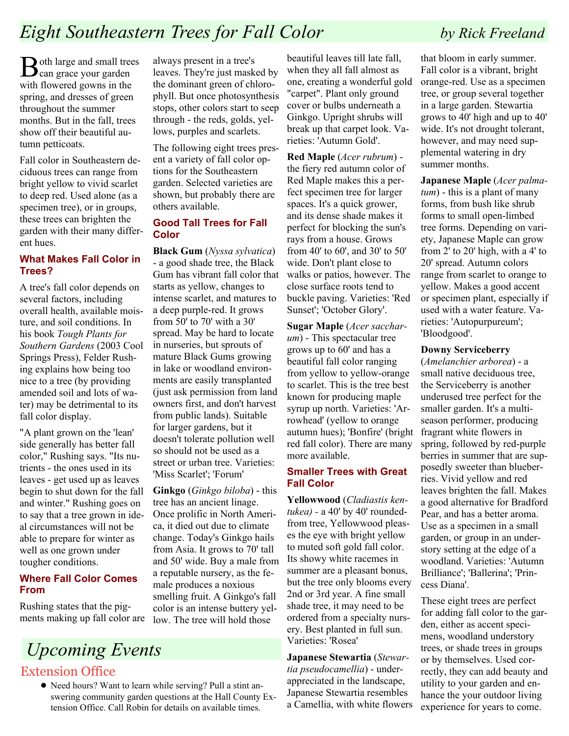# *Eight Southeastern Trees for Fall Color* by Rick Freeland

Both large and small trees can grace your garden with flowered gowns in the spring, and dresses of green throughout the summer months. But in the fall, trees show off their beautiful autumn petticoats.

Fall color in Southeastern deciduous trees can range from bright yellow to vivid scarlet to deep red. Used alone (as a specimen tree), or in groups, these trees can brighten the garden with their many different hues.

### What Makes Fall Color in Trees?

A tree's fall color depends on several factors, including overall health, available moisture, and soil conditions. In his book *Tough Plants for Southern Gardens* (2003 Cool Springs Press), Felder Rushing explains how being too nice to a tree (by providing amended soil and lots of water) may be detrimental to its fall color display.

"A plant grown on the 'lean' side generally has better fall color," Rushing says. "Its nutrients - the ones used in its leaves - get used up as leaves begin to shut down for the fall and winter." Rushing goes on to say that a tree grown in ideal circumstances will not be able to prepare for winter as well as one grown under tougher conditions.

### Where Fall Color Comes From

Rushing states that the pigments making up fall color are always present in a tree's leaves. They're just masked by the dominant green of chlorophyll. But once photosynthesis stops, other colors start to seep through - the reds, golds, yellows, purples and scarlets.

The following eight trees present a variety of fall color options for the Southeastern garden. Selected varieties are shown, but probably there are others available.

### Good Tall Trees for Fall Color

**Black Gum** (*Nyssa sylvatica*) - a good shade tree, the Black Gum has vibrant fall color that starts as yellow, changes to intense scarlet, and matures to a deep purple-red. It grows from 50' to 70' with a 30' spread. May be hard to locate in nurseries, but sprouts of mature Black Gums growing in lake or woodland environments are easily transplanted (just ask permission from land owners first, and don't harvest from public lands). Suitable for larger gardens, but it doesn't tolerate pollution well so should not be used as a street or urban tree. Varieties: 'Miss Scarlet'; 'Forum'

**Ginkgo** (*Ginkgo biloba*) - this tree has an ancient linage. Once prolific in North America, it died out due to climate change. Today's Ginkgo hails from Asia. It grows to 70' tall and 50' wide. Buy a male from a reputable nursery, as the female produces a noxious smelling fruit. A Ginkgo's fall color is an intense buttery yellow. The tree will hold those beautiful leaves till late fall, when they all fall almost as one, creating a wonderful gold "carpet". Plant only ground cover or bulbs underneath a Ginkgo. Upright shrubs will break up that carpet look. Varieties: 'Autumn Gold'.

**Red Maple** (*Acer rubrum*) - the fiery red autumn color of Red Maple makes this a perfect specimen tree for larger spaces. It's a quick grower, and its dense shade makes it perfect for blocking the sun's rays from a house. Grows from 40' to 60', and 30' to 50' wide. Don't plant close to walks or patios, however. The close surface roots tend to buckle paving. Varieties: 'Red Sunset'; 'October Glory'.

**Sugar Maple** (*Acer saccharum*) - This spectacular tree grows up to 60' and has a beautiful fall color ranging from yellow to yellow-orange to scarlet. This is the tree best known for producing maple syrup up north. Varieties: 'Arrowhead' (yellow to orange autumn hues); 'Bonfire' (bright red fall color). There are many more available.

### Smaller Trees with Great Fall Color

**Yellowwood** (*Cladiastis kentukea)* - a 40' by 40' rounded-from tree, Yellowwood pleases the eye with bright yellow to muted soft gold fall color. Its showy white racemes in summer are a pleasant bonus, but the tree only blooms every 2nd or 3rd year. A fine small shade tree, it may need to be ordered from a specialty nursery. Best planted in full sun. Varieties: 'Rosea'

**Japanese Stewartia** (*Stewartia pseudocamellia*) - underappreciated in the landscape, Japanese Stewartia resembles a Camellia, with white flowers that bloom in early summer. Fall color is a vibrant, bright orange-red. Use as a specimen tree, or group several together in a large garden. Stewartia grows to 40' high and up to 40' wide. It's not drought tolerant, however, and may need supplemental watering in dry summer months.

**Japanese Maple** (*Acer palmatum*) - this is a plant of many forms, from bush like shrub forms to small open-limbed tree forms. Depending on variety, Japanese Maple can grow from 2' to 20' high, with a 4' to 20' spread. Autumn colors range from scarlet to orange to yellow. Makes a good accent or specimen plant, especially if used with a water feature. Varieties: 'Autopurpureum'; 'Bloodgood'.

**Downy Serviceberry** (*Amelanchier arborea*) - a small native deciduous tree, the Serviceberry is another underused tree perfect for the smaller garden. It's a multi-season performer, producing fragrant white flowers in spring, followed by red-purple berries in summer that are supposedly sweeter than blueberries. Vivid yellow and red leaves brighten the fall. Makes a good alternative for Bradford Pear, and has a better aroma. Use as a specimen in a small garden, or group in an understory setting at the edge of a woodland. Varieties: 'Autumn Brilliance'; 'Ballerina'; 'Princess Diana'.

These eight trees are perfect for adding fall color to the garden, either as accent specimens, woodland understory trees, or shade trees in groups or by themselves. Used correctly, they can add beauty and utility to your garden and enhance the your outdoor living experience for years to come.

# *Upcoming Events*

## Extension Office

- Need hours? Want to learn while serving? Pull a stint answering community garden questions at the Hall County Extension Office. Call Robin for details on available times.